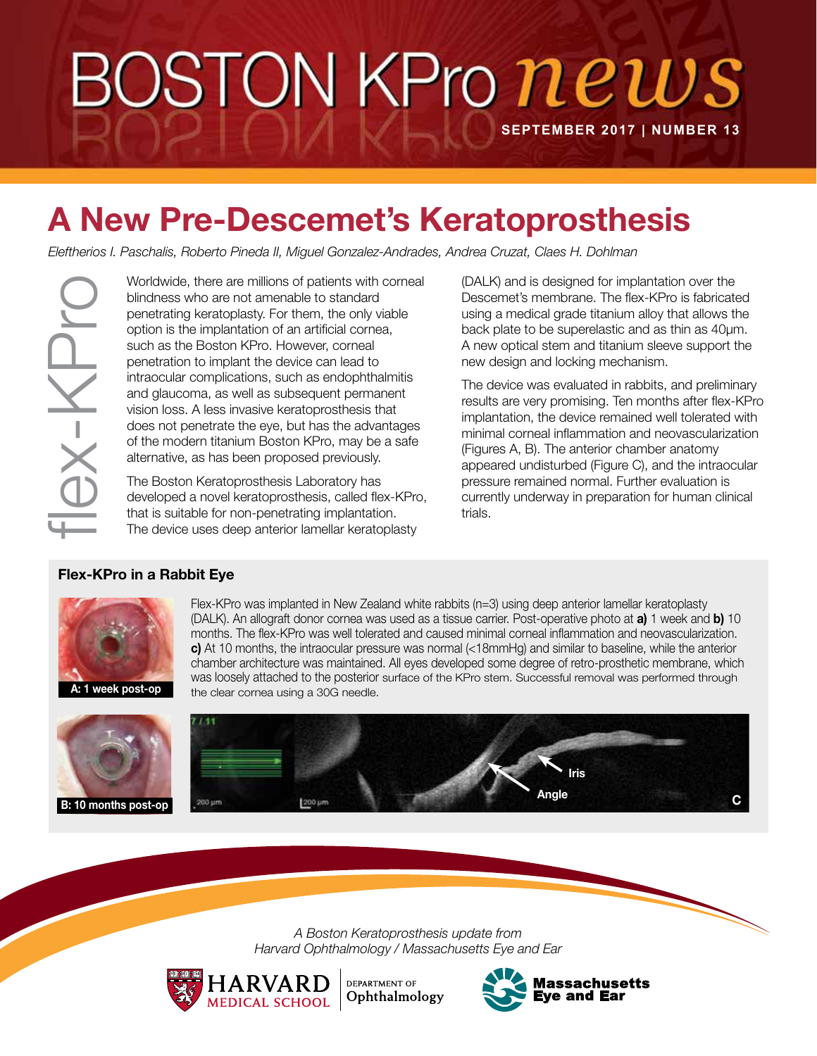# BOSTON KPro *news*

**SEPTEMBER 2017 | NUMBER 13**

## A New Pre-Descemet's Keratoprosthesis

*Eleftherios I. Paschalis, Roberto Pineda II, Miguel Gonzalez-Andrades, Andrea Cruzat, Claes H. Dohlman*

flex-KPro

Worldwide, there are millions of patients with corneal blindness who are not amenable to standard penetrating keratoplasty. For them, the only viable option is the implantation of an artificial cornea, such as the Boston KPro. However, corneal penetration to implant the device can lead to intraocular complications, such as endophthalmitis and glaucoma, as well as subsequent permanent vision loss. A less invasive keratoprosthesis that does not penetrate the eye, but has the advantages of the modern titanium Boston KPro, may be a safe alternative, as has been proposed previously.

The Boston Keratoprosthesis Laboratory has developed a novel keratoprosthesis, called flex-KPro, that is suitable for non-penetrating implantation. The device uses deep anterior lamellar keratoplasty (DALK) and is designed for implantation over the Descemet's membrane. The flex-KPro is fabricated using a medical grade titanium alloy that allows the back plate to be superelastic and as thin as 40μm. A new optical stem and titanium sleeve support the new design and locking mechanism.

The device was evaluated in rabbits, and preliminary results are very promising. Ten months after flex-KPro implantation, the device remained well tolerated with minimal corneal inflammation and neovascularization (Figures A, B). The anterior chamber anatomy appeared undisturbed (Figure C), and the intraocular pressure remained normal. Further evaluation is currently underway in preparation for human clinical trials.

### Flex-KPro in a Rabbit Eye

Flex-KPro was implanted in New Zealand white rabbits (n=3) using deep anterior lamellar keratoplasty (DALK). An allograft donor cornea was used as a tissue carrier. Post-operative photo at **a)** 1 week and **b)** 10 months. The flex-KPro was well tolerated and caused minimal corneal inflammation and neovascularization. **c)** At 10 months, the intraocular pressure was normal (<18mmHg) and similar to baseline, while the anterior chamber architecture was maintained. All eyes developed some degree of retro-prosthetic membrane, which was loosely attached to the posterior surface of the KPro stem. Successful removal was performed through the clear cornea using a 30G needle.

A: 1 week post-op

B: 10 months post-op

Iris

Angle

C

*A Boston Keratoprosthesis update from Harvard Ophthalmology / Massachusetts Eye and Ear*

HARVARD MEDICAL SCHOOL | DEPARTMENT OF Ophthalmology

Massachusetts Eye and Ear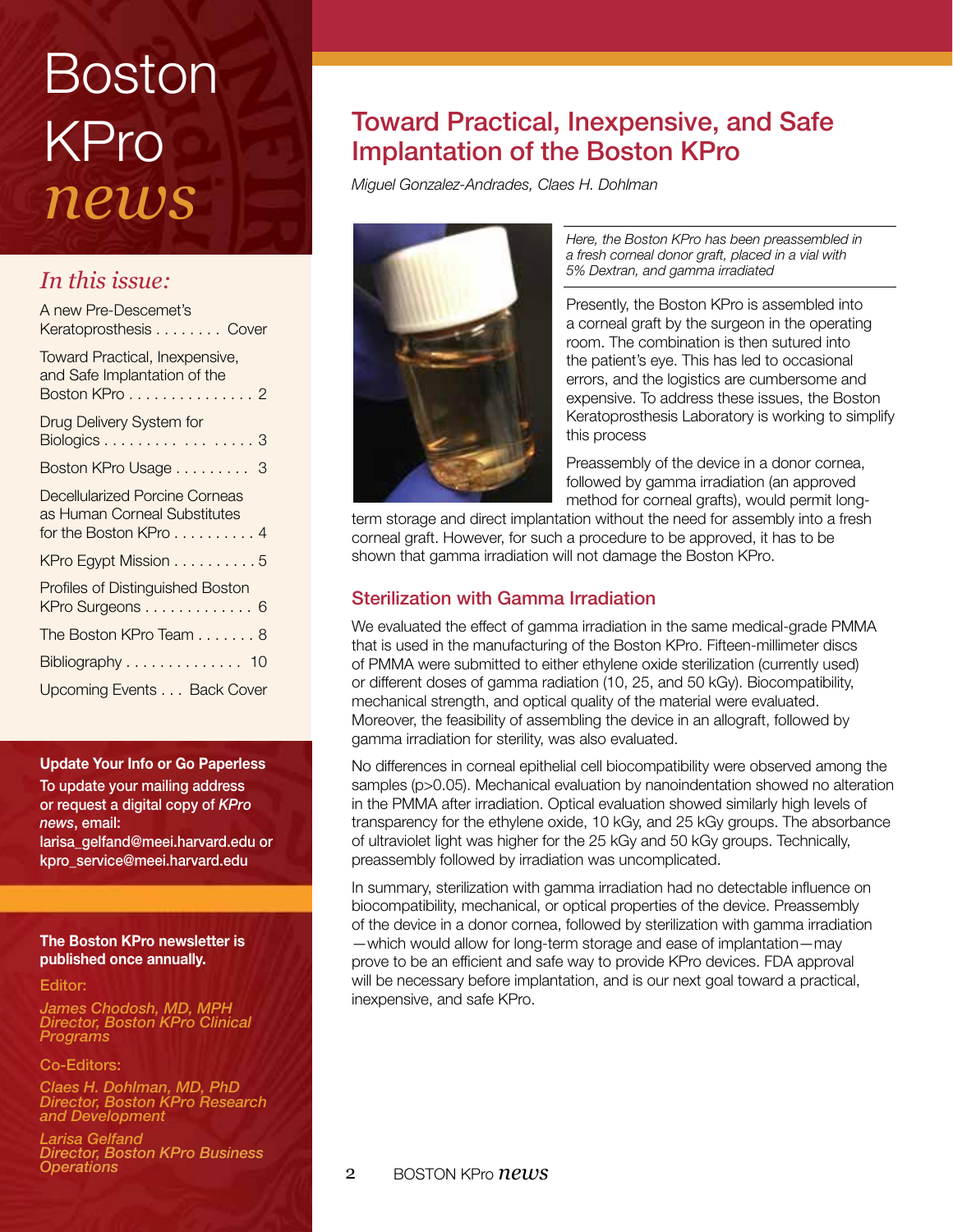# Boston KPro *news*

## *In this issue:*

A new Pre-Descemet's Keratoprosthesis . . . . . . . . Cover

Toward Practical, Inexpensive, and Safe Implantation of the Boston KPro . . . . . . . . . . . . . . . 2

Drug Delivery System for Biologics . . . . . . . . . . . . . . . . 3

Boston KPro Usage . . . . . . . . . 3

Decellularized Porcine Corneas as Human Corneal Substitutes for the Boston KPro . . . . . . . . . . 4

KPro Egypt Mission . . . . . . . . . . 5

Profiles of Distinguished Boston KPro Surgeons . . . . . . . . . . . . . 6

The Boston KPro Team . . . . . . . 8

Bibliography . . . . . . . . . . . . . . 10

Upcoming Events . . . Back Cover

**Update Your Info or Go Paperless**

**To update your mailing address or request a digital copy of *KPro news*, email: larisa_gelfand@meei.harvard.edu or kpro_service@meei.harvard.edu**

**The Boston KPro newsletter is published once annually.**

Editor:

*James Chodosh, MD, MPH*
*Director, Boston KPro Clinical Programs*

Co-Editors:

*Claes H. Dohlman, MD, PhD*
*Director, Boston KPro Research and Development*

*Larisa Gelfand*
*Director, Boston KPro Business Operations*

# Toward Practical, Inexpensive, and Safe Implantation of the Boston KPro

*Miguel Gonzalez-Andrades, Claes H. Dohlman*

*Here, the Boston KPro has been preassembled in a fresh corneal donor graft, placed in a vial with 5% Dextran, and gamma irradiated*

Presently, the Boston KPro is assembled into a corneal graft by the surgeon in the operating room. The combination is then sutured into the patient's eye. This has led to occasional errors, and the logistics are cumbersome and expensive. To address these issues, the Boston Keratoprosthesis Laboratory is working to simplify this process

Preassembly of the device in a donor cornea, followed by gamma irradiation (an approved method for corneal grafts), would permit long-term storage and direct implantation without the need for assembly into a fresh corneal graft. However, for such a procedure to be approved, it has to be shown that gamma irradiation will not damage the Boston KPro.

## Sterilization with Gamma Irradiation

We evaluated the effect of gamma irradiation in the same medical-grade PMMA that is used in the manufacturing of the Boston KPro. Fifteen-millimeter discs of PMMA were submitted to either ethylene oxide sterilization (currently used) or different doses of gamma radiation (10, 25, and 50 kGy). Biocompatibility, mechanical strength, and optical quality of the material were evaluated. Moreover, the feasibility of assembling the device in an allograft, followed by gamma irradiation for sterility, was also evaluated.

No differences in corneal epithelial cell biocompatibility were observed among the samples ($p>0.05$). Mechanical evaluation by nanoindentation showed no alteration in the PMMA after irradiation. Optical evaluation showed similarly high levels of transparency for the ethylene oxide, 10 kGy, and 25 kGy groups. The absorbance of ultraviolet light was higher for the 25 kGy and 50 kGy groups. Technically, preassembly followed by irradiation was uncomplicated.

In summary, sterilization with gamma irradiation had no detectable influence on biocompatibility, mechanical, or optical properties of the device. Preassembly of the device in a donor cornea, followed by sterilization with gamma irradiation —which would allow for long-term storage and ease of implantation—may prove to be an efficient and safe way to provide KPro devices. FDA approval will be necessary before implantation, and is our next goal toward a practical, inexpensive, and safe KPro.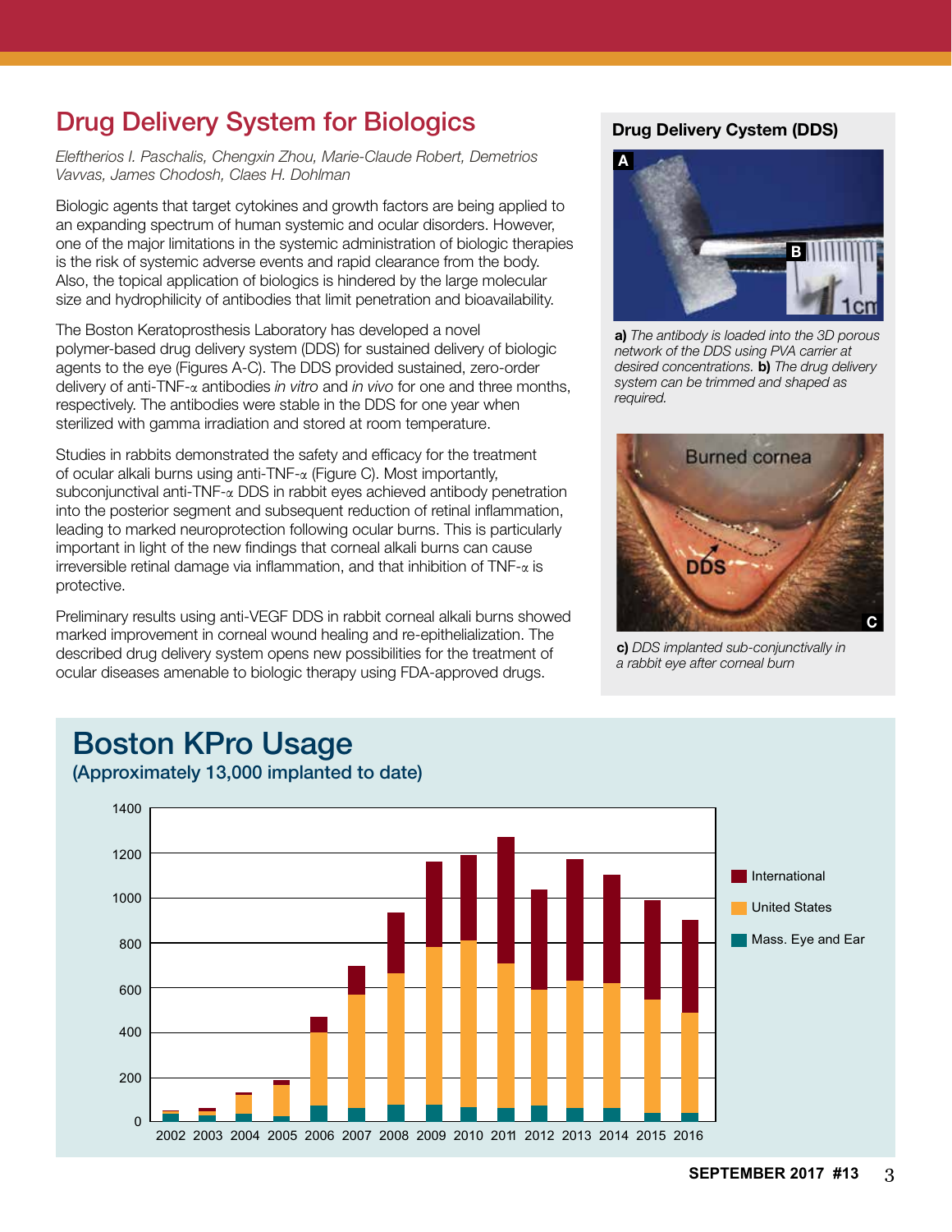## Drug Delivery System for Biologics

*Eleftherios I. Paschalis, Chengxin Zhou, Marie-Claude Robert, Demetrios Vavvas, James Chodosh, Claes H. Dohlman*

Biologic agents that target cytokines and growth factors are being applied to an expanding spectrum of human systemic and ocular disorders. However, one of the major limitations in the systemic administration of biologic therapies is the risk of systemic adverse events and rapid clearance from the body. Also, the topical application of biologics is hindered by the large molecular size and hydrophilicity of antibodies that limit penetration and bioavailability.

The Boston Keratoprosthesis Laboratory has developed a novel polymer-based drug delivery system (DDS) for sustained delivery of biologic agents to the eye (Figures A-C). The DDS provided sustained, zero-order delivery of anti-TNF-α antibodies *in vitro* and *in vivo* for one and three months, respectively. The antibodies were stable in the DDS for one year when sterilized with gamma irradiation and stored at room temperature.

Studies in rabbits demonstrated the safety and efficacy for the treatment of ocular alkali burns using anti-TNF-α (Figure C). Most importantly, subconjunctival anti-TNF-α DDS in rabbit eyes achieved antibody penetration into the posterior segment and subsequent reduction of retinal inflammation, leading to marked neuroprotection following ocular burns. This is particularly important in light of the new findings that corneal alkali burns can cause irreversible retinal damage via inflammation, and that inhibition of TNF-α is protective.

Preliminary results using anti-VEGF DDS in rabbit corneal alkali burns showed marked improvement in corneal wound healing and re-epithelialization. The described drug delivery system opens new possibilities for the treatment of ocular diseases amenable to biologic therapy using FDA-approved drugs.

### Drug Delivery Cystem (DDS)

A

B

1cm

**a)** *The antibody is loaded into the 3D porous network of the DDS using PVA carrier at desired concentrations.* **b)** *The drug delivery system can be trimmed and shaped as required.*

Burned cornea

DDS

C

**c)** *DDS implanted sub-conjunctivally in a rabbit eye after corneal burn*

## Boston KPro Usage

### (Approximately 13,000 implanted to date)

1400
1200
1000
800
600
400
200
0

2002 2003 2004 2005 2006 2007 2008 2009 2010 2011 2012 2013 2014 2015 2016

International
United States
Mass. Eye and Ear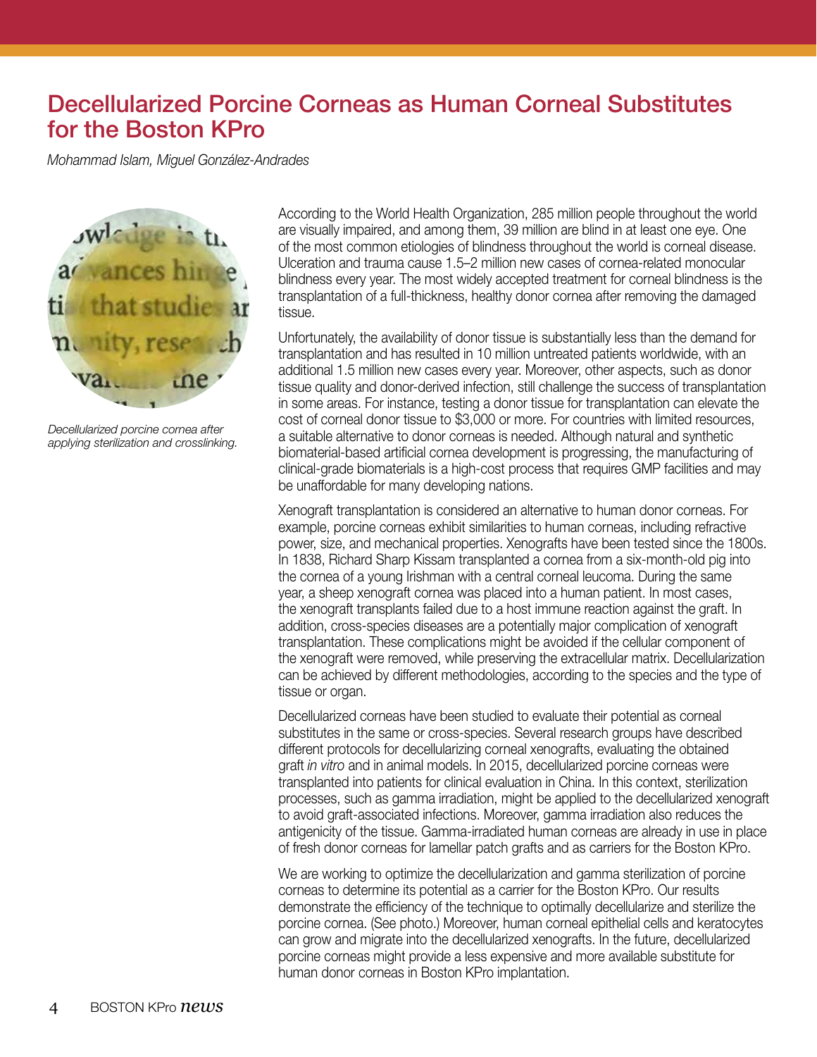# Decellularized Porcine Corneas as Human Corneal Substitutes for the Boston KPro

*Mohammad Islam, Miguel González-Andrades*

*Decellularized porcine cornea after applying sterilization and crosslinking.*

According to the World Health Organization, 285 million people throughout the world are visually impaired, and among them, 39 million are blind in at least one eye. One of the most common etiologies of blindness throughout the world is corneal disease. Ulceration and trauma cause 1.5–2 million new cases of cornea-related monocular blindness every year. The most widely accepted treatment for corneal blindness is the transplantation of a full-thickness, healthy donor cornea after removing the damaged tissue.

Unfortunately, the availability of donor tissue is substantially less than the demand for transplantation and has resulted in 10 million untreated patients worldwide, with an additional 1.5 million new cases every year. Moreover, other aspects, such as donor tissue quality and donor-derived infection, still challenge the success of transplantation in some areas. For instance, testing a donor tissue for transplantation can elevate the cost of corneal donor tissue to $3,000 or more. For countries with limited resources, a suitable alternative to donor corneas is needed. Although natural and synthetic biomaterial-based artificial cornea development is progressing, the manufacturing of clinical-grade biomaterials is a high-cost process that requires GMP facilities and may be unaffordable for many developing nations.

Xenograft transplantation is considered an alternative to human donor corneas. For example, porcine corneas exhibit similarities to human corneas, including refractive power, size, and mechanical properties. Xenografts have been tested since the 1800s. In 1838, Richard Sharp Kissam transplanted a cornea from a six-month-old pig into the cornea of a young Irishman with a central corneal leucoma. During the same year, a sheep xenograft cornea was placed into a human patient. In most cases, the xenograft transplants failed due to a host immune reaction against the graft. In addition, cross-species diseases are a potentially major complication of xenograft transplantation. These complications might be avoided if the cellular component of the xenograft were removed, while preserving the extracellular matrix. Decellularization can be achieved by different methodologies, according to the species and the type of tissue or organ.

Decellularized corneas have been studied to evaluate their potential as corneal substitutes in the same or cross-species. Several research groups have described different protocols for decellularizing corneal xenografts, evaluating the obtained graft *in vitro* and in animal models. In 2015, decellularized porcine corneas were transplanted into patients for clinical evaluation in China. In this context, sterilization processes, such as gamma irradiation, might be applied to the decellularized xenograft to avoid graft-associated infections. Moreover, gamma irradiation also reduces the antigenicity of the tissue. Gamma-irradiated human corneas are already in use in place of fresh donor corneas for lamellar patch grafts and as carriers for the Boston KPro.

We are working to optimize the decellularization and gamma sterilization of porcine corneas to determine its potential as a carrier for the Boston KPro. Our results demonstrate the efficiency of the technique to optimally decellularize and sterilize the porcine cornea. (See photo.) Moreover, human corneal epithelial cells and keratocytes can grow and migrate into the decellularized xenografts. In the future, decellularized porcine corneas might provide a less expensive and more available substitute for human donor corneas in Boston KPro implantation.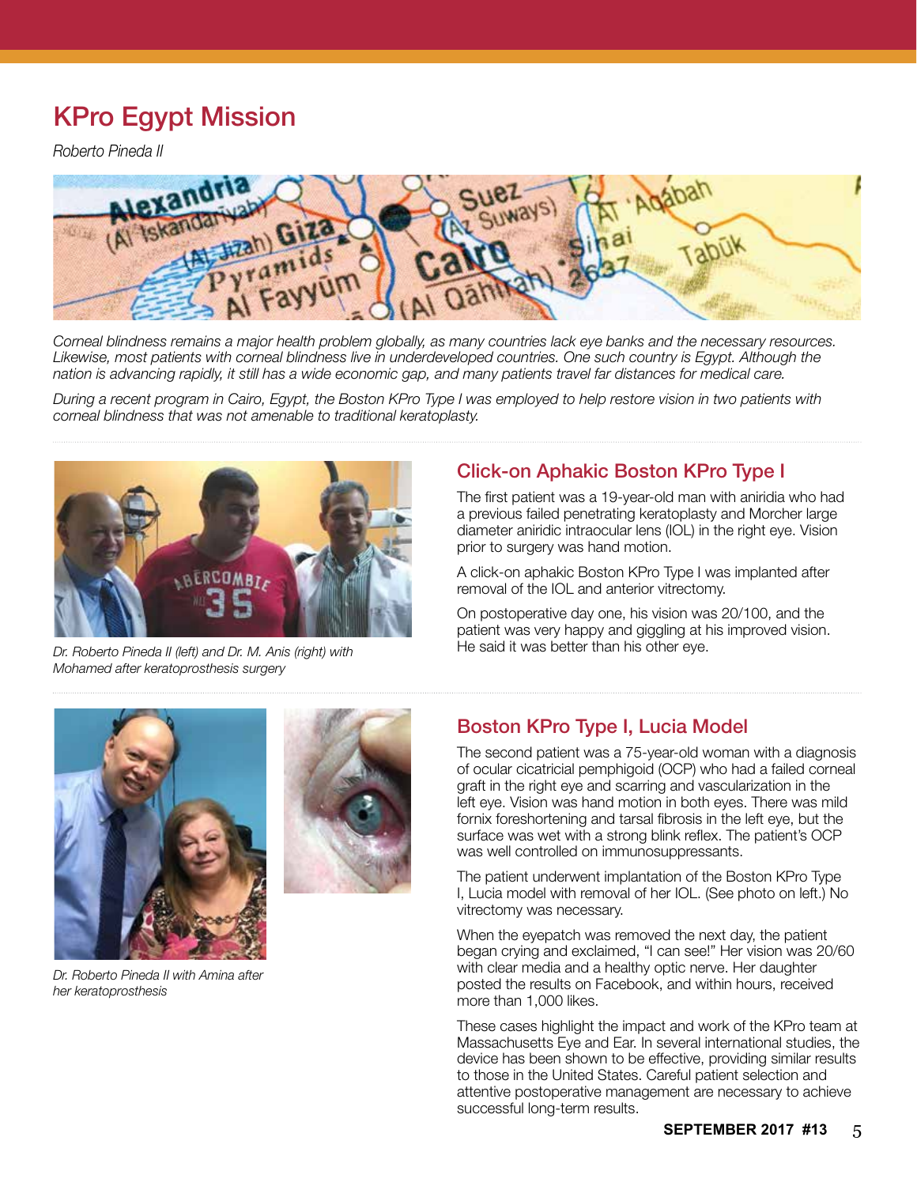# KPro Egypt Mission

*Roberto Pineda II*

*Corneal blindness remains a major health problem globally, as many countries lack eye banks and the necessary resources. Likewise, most patients with corneal blindness live in underdeveloped countries. One such country is Egypt. Although the nation is advancing rapidly, it still has a wide economic gap, and many patients travel far distances for medical care.*

*During a recent program in Cairo, Egypt, the Boston KPro Type I was employed to help restore vision in two patients with corneal blindness that was not amenable to traditional keratoplasty.*

*Dr. Roberto Pineda II (left) and Dr. M. Anis (right) with Mohamed after keratoprosthesis surgery*

## Click-on Aphakic Boston KPro Type I

The first patient was a 19-year-old man with aniridia who had a previous failed penetrating keratoplasty and Morcher large diameter aniridic intraocular lens (IOL) in the right eye. Vision prior to surgery was hand motion.

A click-on aphakic Boston KPro Type I was implanted after removal of the IOL and anterior vitrectomy.

On postoperative day one, his vision was 20/100, and the patient was very happy and giggling at his improved vision. He said it was better than his other eye.

*Dr. Roberto Pineda II with Amina after her keratoprosthesis*

## Boston KPro Type I, Lucia Model

The second patient was a 75-year-old woman with a diagnosis of ocular cicatricial pemphigoid (OCP) who had a failed corneal graft in the right eye and scarring and vascularization in the left eye. Vision was hand motion in both eyes. There was mild fornix foreshortening and tarsal fibrosis in the left eye, but the surface was wet with a strong blink reflex. The patient's OCP was well controlled on immunosuppressants.

The patient underwent implantation of the Boston KPro Type I, Lucia model with removal of her IOL. (See photo on left.) No vitrectomy was necessary.

When the eyepatch was removed the next day, the patient began crying and exclaimed, "I can see!" Her vision was 20/60 with clear media and a healthy optic nerve. Her daughter posted the results on Facebook, and within hours, received more than 1,000 likes.

These cases highlight the impact and work of the KPro team at Massachusetts Eye and Ear. In several international studies, the device has been shown to be effective, providing similar results to those in the United States. Careful patient selection and attentive postoperative management are necessary to achieve successful long-term results.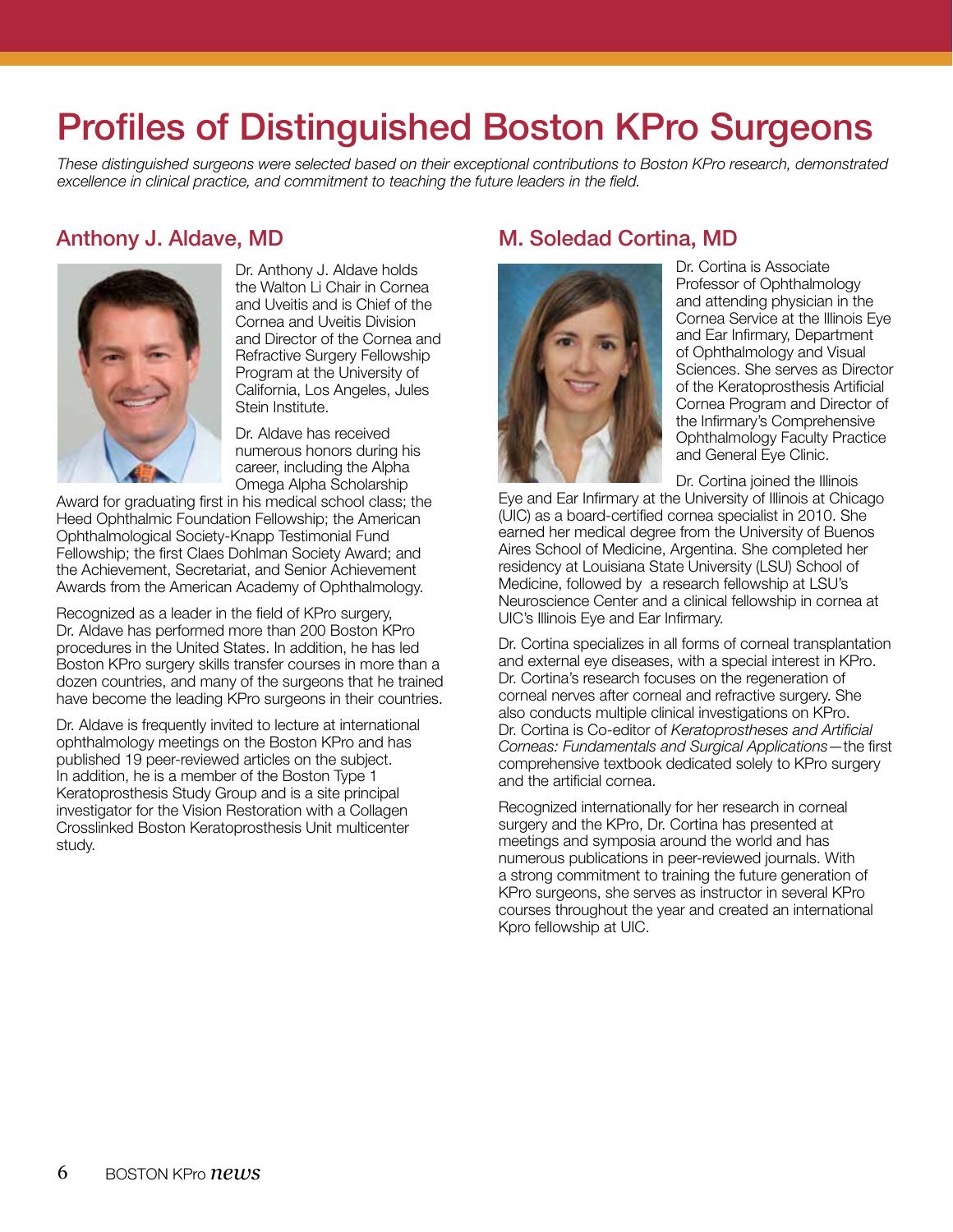# Profiles of Distinguished Boston KPro Surgeons

*These distinguished surgeons were selected based on their exceptional contributions to Boston KPro research, demonstrated excellence in clinical practice, and commitment to teaching the future leaders in the field.*

## Anthony J. Aldave, MD

Dr. Anthony J. Aldave holds the Walton Li Chair in Cornea and Uveitis and is Chief of the Cornea and Uveitis Division and Director of the Cornea and Refractive Surgery Fellowship Program at the University of California, Los Angeles, Jules Stein Institute.

Dr. Aldave has received numerous honors during his career, including the Alpha Omega Alpha Scholarship Award for graduating first in his medical school class; the Heed Ophthalmic Foundation Fellowship; the American Ophthalmological Society-Knapp Testimonial Fund Fellowship; the first Claes Dohlman Society Award; and the Achievement, Secretariat, and Senior Achievement Awards from the American Academy of Ophthalmology.

Recognized as a leader in the field of KPro surgery, Dr. Aldave has performed more than 200 Boston KPro procedures in the United States. In addition, he has led Boston KPro surgery skills transfer courses in more than a dozen countries, and many of the surgeons that he trained have become the leading KPro surgeons in their countries.

Dr. Aldave is frequently invited to lecture at international ophthalmology meetings on the Boston KPro and has published 19 peer-reviewed articles on the subject. In addition, he is a member of the Boston Type 1 Keratoprosthesis Study Group and is a site principal investigator for the Vision Restoration with a Collagen Crosslinked Boston Keratoprosthesis Unit multicenter study.

## M. Soledad Cortina, MD

Dr. Cortina is Associate Professor of Ophthalmology and attending physician in the Cornea Service at the Illinois Eye and Ear Infirmary, Department of Ophthalmology and Visual Sciences. She serves as Director of the Keratoprosthesis Artificial Cornea Program and Director of the Infirmary's Comprehensive Ophthalmology Faculty Practice and General Eye Clinic.

Dr. Cortina joined the Illinois Eye and Ear Infirmary at the University of Illinois at Chicago (UIC) as a board-certified cornea specialist in 2010. She earned her medical degree from the University of Buenos Aires School of Medicine, Argentina. She completed her residency at Louisiana State University (LSU) School of Medicine, followed by a research fellowship at LSU's Neuroscience Center and a clinical fellowship in cornea at UIC's Illinois Eye and Ear Infirmary.

Dr. Cortina specializes in all forms of corneal transplantation and external eye diseases, with a special interest in KPro. Dr. Cortina's research focuses on the regeneration of corneal nerves after corneal and refractive surgery. She also conducts multiple clinical investigations on KPro. Dr. Cortina is Co-editor of *Keratoprostheses and Artificial Corneas: Fundamentals and Surgical Applications*—the first comprehensive textbook dedicated solely to KPro surgery and the artificial cornea.

Recognized internationally for her research in corneal surgery and the KPro, Dr. Cortina has presented at meetings and symposia around the world and has numerous publications in peer-reviewed journals. With a strong commitment to training the future generation of KPro surgeons, she serves as instructor in several KPro courses throughout the year and created an international Kpro fellowship at UIC.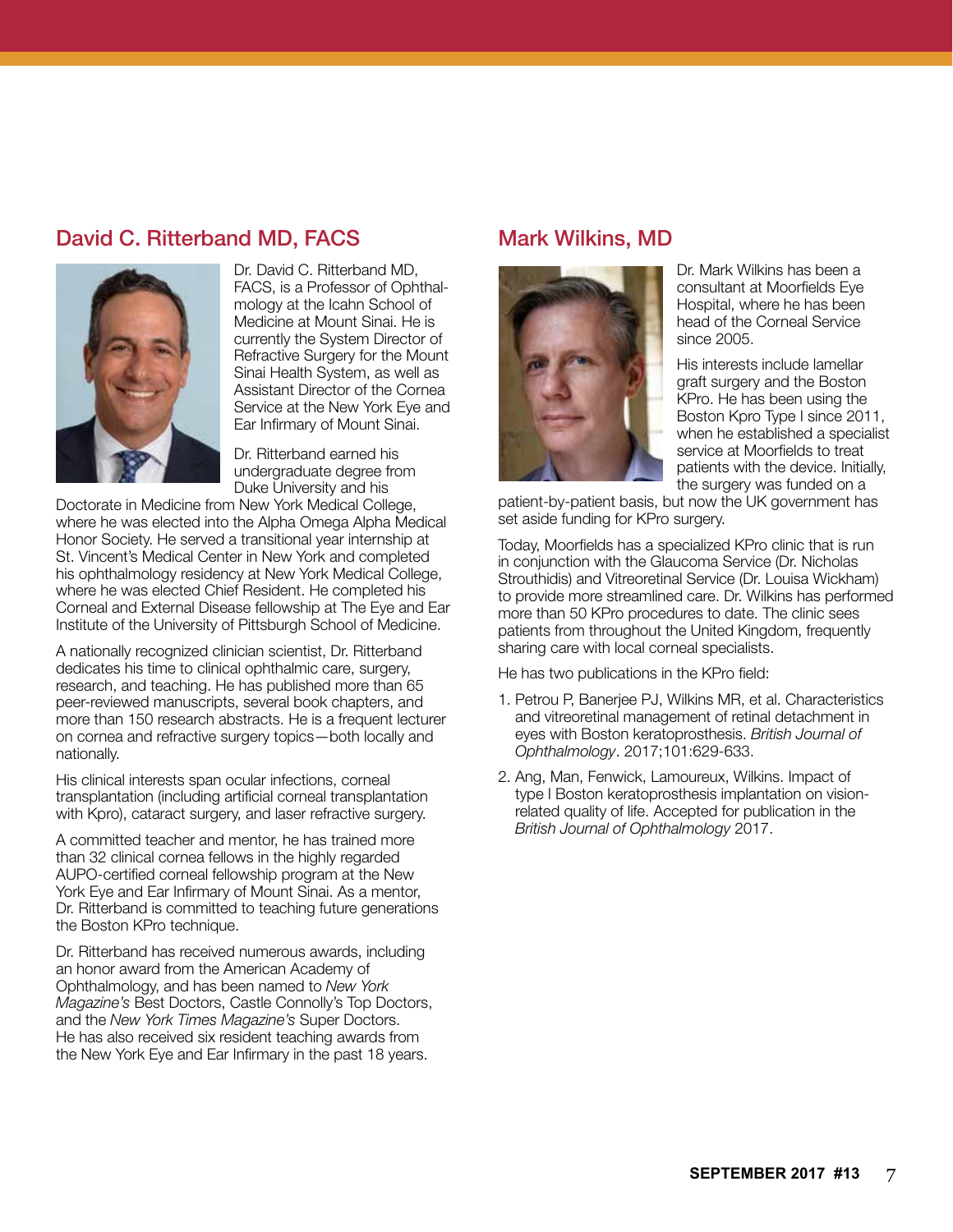## David C. Ritterband MD, FACS

Dr. David C. Ritterband MD, FACS, is a Professor of Ophthalmology at the Icahn School of Medicine at Mount Sinai. He is currently the System Director of Refractive Surgery for the Mount Sinai Health System, as well as Assistant Director of the Cornea Service at the New York Eye and Ear Infirmary of Mount Sinai.

Dr. Ritterband earned his undergraduate degree from Duke University and his Doctorate in Medicine from New York Medical College, where he was elected into the Alpha Omega Alpha Medical Honor Society. He served a transitional year internship at St. Vincent's Medical Center in New York and completed his ophthalmology residency at New York Medical College, where he was elected Chief Resident. He completed his Corneal and External Disease fellowship at The Eye and Ear Institute of the University of Pittsburgh School of Medicine.

A nationally recognized clinician scientist, Dr. Ritterband dedicates his time to clinical ophthalmic care, surgery, research, and teaching. He has published more than 65 peer-reviewed manuscripts, several book chapters, and more than 150 research abstracts. He is a frequent lecturer on cornea and refractive surgery topics—both locally and nationally.

His clinical interests span ocular infections, corneal transplantation (including artificial corneal transplantation with Kpro), cataract surgery, and laser refractive surgery.

A committed teacher and mentor, he has trained more than 32 clinical cornea fellows in the highly regarded AUPO-certified corneal fellowship program at the New York Eye and Ear Infirmary of Mount Sinai. As a mentor, Dr. Ritterband is committed to teaching future generations the Boston KPro technique.

Dr. Ritterband has received numerous awards, including an honor award from the American Academy of Ophthalmology, and has been named to *New York Magazine's* Best Doctors, Castle Connolly's Top Doctors, and the *New York Times Magazine's* Super Doctors. He has also received six resident teaching awards from the New York Eye and Ear Infirmary in the past 18 years.

## Mark Wilkins, MD

Dr. Mark Wilkins has been a consultant at Moorfields Eye Hospital, where he has been head of the Corneal Service since 2005.

His interests include lamellar graft surgery and the Boston KPro. He has been using the Boston Kpro Type I since 2011, when he established a specialist service at Moorfields to treat patients with the device. Initially, the surgery was funded on a patient-by-patient basis, but now the UK government has set aside funding for KPro surgery.

Today, Moorfields has a specialized KPro clinic that is run in conjunction with the Glaucoma Service (Dr. Nicholas Strouthidis) and Vitreoretinal Service (Dr. Louisa Wickham) to provide more streamlined care. Dr. Wilkins has performed more than 50 KPro procedures to date. The clinic sees patients from throughout the United Kingdom, frequently sharing care with local corneal specialists.

He has two publications in the KPro field:

1. Petrou P, Banerjee PJ, Wilkins MR, et al. Characteristics and vitreoretinal management of retinal detachment in eyes with Boston keratoprosthesis. *British Journal of Ophthalmology*. 2017;101:629-633.
2. Ang, Man, Fenwick, Lamoureux, Wilkins. Impact of type I Boston keratoprosthesis implantation on vision-related quality of life. Accepted for publication in the *British Journal of Ophthalmology* 2017.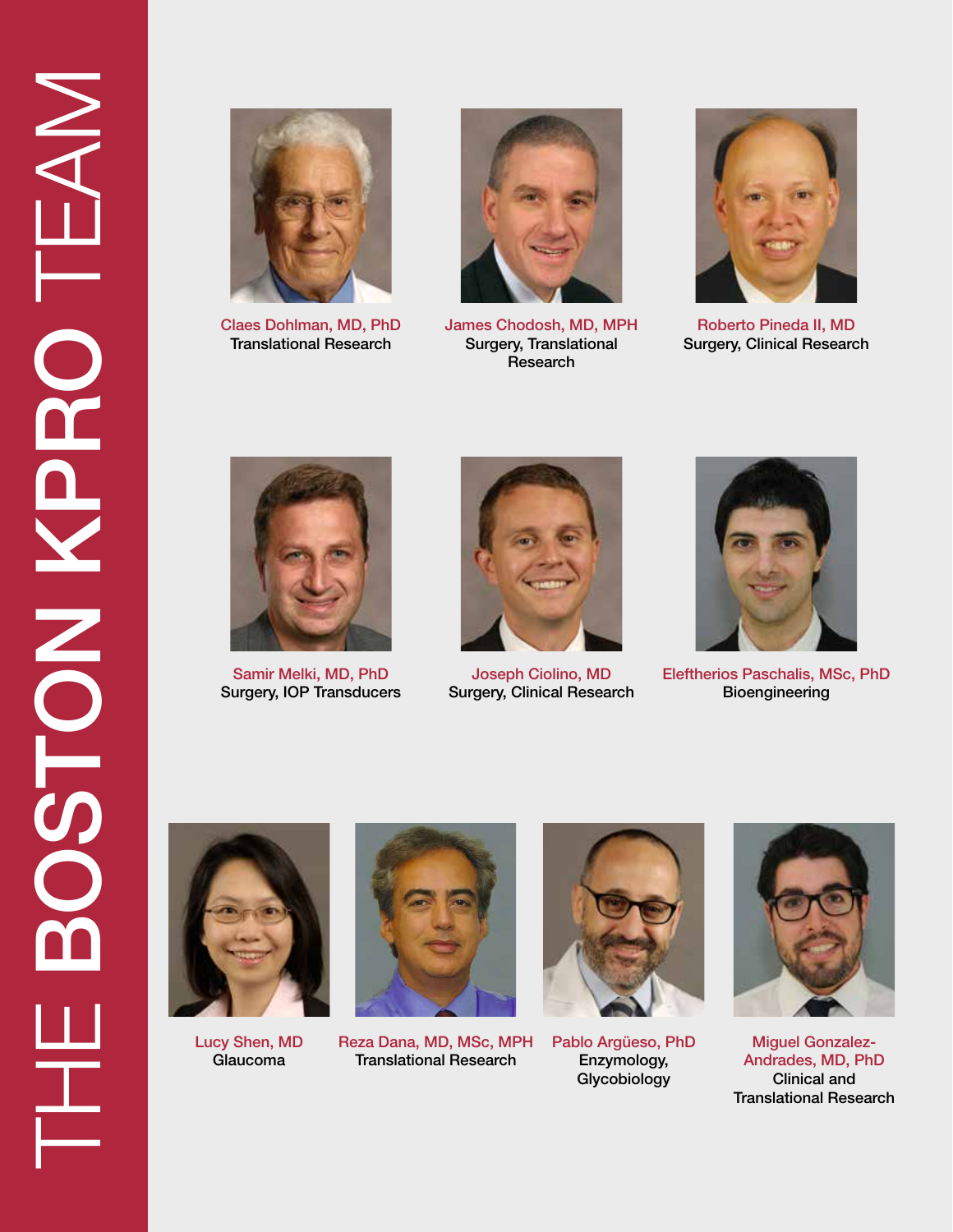# THE BOSTON KPRO TEAM

Claes Dohlman, MD, PhD
Translational Research

James Chodosh, MD, MPH
Surgery, Translational Research

Roberto Pineda II, MD
Surgery, Clinical Research

Samir Melki, MD, PhD
Surgery, IOP Transducers

Joseph Ciolino, MD
Surgery, Clinical Research

Eleftherios Paschalis, MSc, PhD
Bioengineering

Lucy Shen, MD
Glaucoma

Reza Dana, MD, MSc, MPH
Translational Research

Pablo Argüeso, PhD
Enzymology, Glycobiology

Miguel Gonzalez-Andrades, MD, PhD
Clinical and Translational Research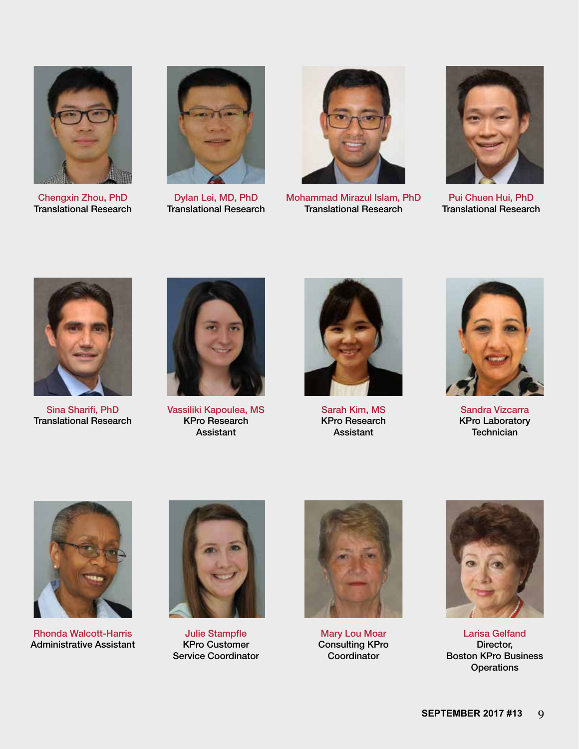Chengxin Zhou, PhD
Translational Research

Dylan Lei, MD, PhD
Translational Research

Mohammad Mirazul Islam, PhD
Translational Research

Pui Chuen Hui, PhD
Translational Research

Sina Sharifi, PhD
Translational Research

Vassiliki Kapoulea, MS
KPro Research
Assistant

Sarah Kim, MS
KPro Research
Assistant

Sandra Vizcarra
KPro Laboratory
Technician

Rhonda Walcott-Harris
Administrative Assistant

Julie Stampfle
KPro Customer
Service Coordinator

Mary Lou Moar
Consulting KPro
Coordinator

Larisa Gelfand
Director,
Boston KPro Business
Operations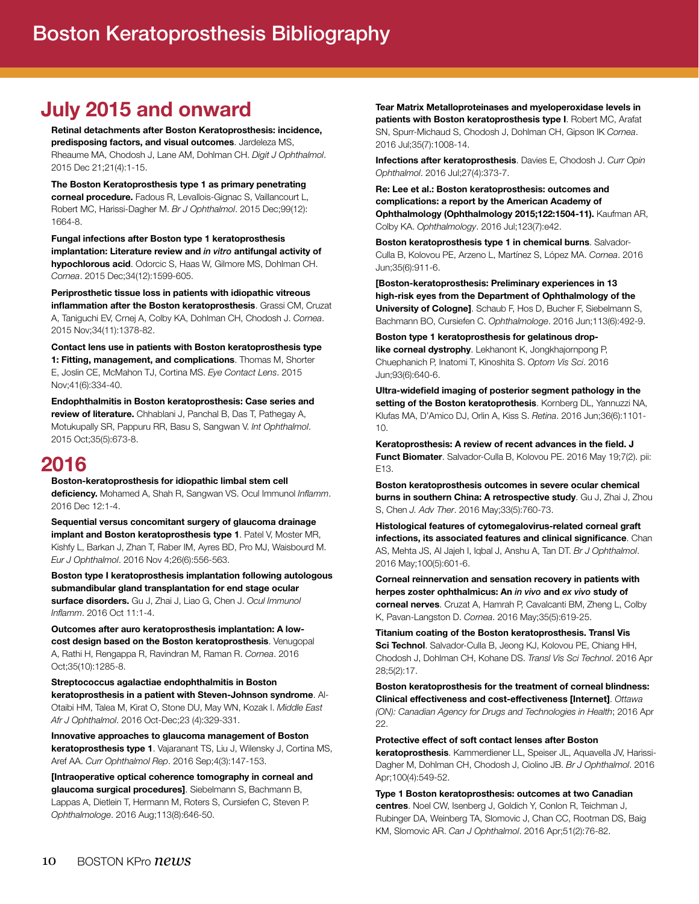# Boston Keratoprosthesis Bibliography

## July 2015 and onward

**Retinal detachments after Boston Keratoprosthesis: incidence, predisposing factors, and visual outcomes**. Jardeleza MS, Rheaume MA, Chodosh J, Lane AM, Dohlman CH. *Digit J Ophthalmol*. 2015 Dec 21;21(4):1-15.

**The Boston Keratoprosthesis type 1 as primary penetrating corneal procedure.** Fadous R, Levallois-Gignac S, Vaillancourt L, Robert MC, Harissi-Dagher M. *Br J Ophthalmol*. 2015 Dec;99(12): 1664-8.

**Fungal infections after Boston type 1 keratoprosthesis implantation: Literature review and *in vitro* antifungal activity of hypochlorous acid**. Odorcic S, Haas W, Gilmore MS, Dohlman CH. *Cornea*. 2015 Dec;34(12):1599-605.

**Periprosthetic tissue loss in patients with idiopathic vitreous inflammation after the Boston keratoprosthesis**. Grassi CM, Cruzat A, Taniguchi EV, Crnej A, Colby KA, Dohlman CH, Chodosh J. *Cornea*. 2015 Nov;34(11):1378-82.

**Contact lens use in patients with Boston keratoprosthesis type 1: Fitting, management, and complications**. Thomas M, Shorter E, Joslin CE, McMahon TJ, Cortina MS. *Eye Contact Lens*. 2015 Nov;41(6):334-40.

**Endophthalmitis in Boston keratoprosthesis: Case series and review of literature.** Chhablani J, Panchal B, Das T, Pathegay A, Motukupally SR, Pappuru RR, Basu S, Sangwan V. *Int Ophthalmol*. 2015 Oct;35(5):673-8.

## 2016

**Boston-keratoprosthesis for idiopathic limbal stem cell deficiency.** Mohamed A, Shah R, Sangwan VS. Ocul Immunol *Inflamm*. 2016 Dec 12:1-4.

**Sequential versus concomitant surgery of glaucoma drainage implant and Boston keratoprosthesis type 1**. Patel V, Moster MR, Kishfy L, Barkan J, Zhan T, Raber IM, Ayres BD, Pro MJ, Waisbourd M. *Eur J Ophthalmol*. 2016 Nov 4;26(6):556-563.

**Boston type I keratoprosthesis implantation following autologous submandibular gland transplantation for end stage ocular surface disorders.** Gu J, Zhai J, Liao G, Chen J. *Ocul Immunol Inflamm*. 2016 Oct 11:1-4.

**Outcomes after auro keratoprosthesis implantation: A low-cost design based on the Boston keratoprosthesis**. Venugopal A, Rathi H, Rengappa R, Ravindran M, Raman R. *Cornea*. 2016 Oct;35(10):1285-8.

**Streptococcus agalactiae endophthalmitis in Boston keratoprosthesis in a patient with Steven-Johnson syndrome**. Al-Otaibi HM, Talea M, Kirat O, Stone DU, May WN, Kozak I. *Middle East Afr J Ophthalmol*. 2016 Oct-Dec;23 (4):329-331.

**Innovative approaches to glaucoma management of Boston keratoprosthesis type 1**. Vajaranant TS, Liu J, Wilensky J, Cortina MS, Aref AA. *Curr Ophthalmol Rep*. 2016 Sep;4(3):147-153.

**[Intraoperative optical coherence tomography in corneal and glaucoma surgical procedures]**. Siebelmann S, Bachmann B, Lappas A, Dietlein T, Hermann M, Roters S, Cursiefen C, Steven P. *Ophthalmologe*. 2016 Aug;113(8):646-50.

**Tear Matrix Metalloproteinases and myeloperoxidase levels in patients with Boston keratoprosthesis type I**. Robert MC, Arafat SN, Spurr-Michaud S, Chodosh J, Dohlman CH, Gipson IK *Cornea*. 2016 Jul;35(7):1008-14.

**Infections after keratoprosthesis**. Davies E, Chodosh J. *Curr Opin Ophthalmol*. 2016 Jul;27(4):373-7.

**Re: Lee et al.: Boston keratoprosthesis: outcomes and complications: a report by the American Academy of Ophthalmology (Ophthalmology 2015;122:1504-11).** Kaufman AR, Colby KA. *Ophthalmology*. 2016 Jul;123(7):e42.

**Boston keratoprosthesis type 1 in chemical burns**. Salvador-Culla B, Kolovou PE, Arzeno L, Martínez S, López MA. *Cornea*. 2016 Jun;35(6):911-6.

**[Boston-keratoprosthesis: Preliminary experiences in 13 high-risk eyes from the Department of Ophthalmology of the University of Cologne]**. Schaub F, Hos D, Bucher F, Siebelmann S, Bachmann BO, Cursiefen C. *Ophthalmologe*. 2016 Jun;113(6):492-9.

**Boston type 1 keratoprosthesis for gelatinous drop-like corneal dystrophy**. Lekhanont K, Jongkhajornpong P, Chuephanich P, Inatomi T, Kinoshita S. *Optom Vis Sci*. 2016 Jun;93(6):640-6.

**Ultra-widefield imaging of posterior segment pathology in the setting of the Boston keratoprothesis**. Kornberg DL, Yannuzzi NA, Klufas MA, D'Amico DJ, Orlin A, Kiss S. *Retina*. 2016 Jun;36(6):1101-10.

**Keratoprosthesis: A review of recent advances in the field. J Funct Biomater**. Salvador-Culla B, Kolovou PE. 2016 May 19;7(2). pii: E13.

**Boston keratoprosthesis outcomes in severe ocular chemical burns in southern China: A retrospective study**. Gu J, Zhai J, Zhou S, Chen *J. Adv Ther*. 2016 May;33(5):760-73.

**Histological features of cytomegalovirus-related corneal graft infections, its associated features and clinical significance**. Chan AS, Mehta JS, Al Jajeh I, Iqbal J, Anshu A, Tan DT. *Br J Ophthalmol*. 2016 May;100(5):601-6.

**Corneal reinnervation and sensation recovery in patients with herpes zoster ophthalmicus: An *in vivo* and *ex vivo* study of corneal nerves**. Cruzat A, Hamrah P, Cavalcanti BM, Zheng L, Colby K, Pavan-Langston D. *Cornea*. 2016 May;35(5):619-25.

**Titanium coating of the Boston keratoprosthesis. Transl Vis Sci Technol**. Salvador-Culla B, Jeong KJ, Kolovou PE, Chiang HH, Chodosh J, Dohlman CH, Kohane DS. *Transl Vis Sci Technol*. 2016 Apr 28;5(2):17.

**Boston keratoprosthesis for the treatment of corneal blindness: Clinical effectiveness and cost-effectiveness [Internet]**. *Ottawa (ON): Canadian Agency for Drugs and Technologies in Health*; 2016 Apr 22.

**Protective effect of soft contact lenses after Boston keratoprosthesis**. Kammerdiener LL, Speiser JL, Aquavella JV, Harissi-Dagher M, Dohlman CH, Chodosh J, Ciolino JB. *Br J Ophthalmol*. 2016 Apr;100(4):549-52.

**Type 1 Boston keratoprosthesis: outcomes at two Canadian centres**. Noel CW, Isenberg J, Goldich Y, Conlon R, Teichman J, Rubinger DA, Weinberg TA, Slomovic J, Chan CC, Rootman DS, Baig KM, Slomovic AR. *Can J Ophthalmol*. 2016 Apr;51(2):76-82.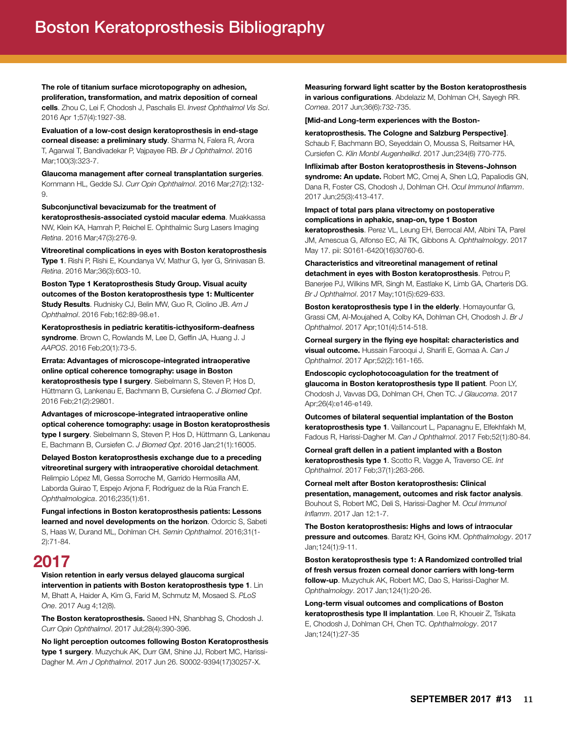# Boston Keratoprosthesis Bibliography

**The role of titanium surface microtopography on adhesion, proliferation, transformation, and matrix deposition of corneal cells**. Zhou C, Lei F, Chodosh J, Paschalis EI. *Invest Ophthalmol Vis Sci*. 2016 Apr 1;57(4):1927-38.

**Evaluation of a low-cost design keratoprosthesis in end-stage corneal disease: a preliminary study**. Sharma N, Falera R, Arora T, Agarwal T, Bandivadekar P, Vajpayee RB. *Br J Ophthalmol*. 2016 Mar;100(3):323-7.

**Glaucoma management after corneal transplantation surgeries**. Kornmann HL, Gedde SJ. *Curr Opin Ophthalmol*. 2016 Mar;27(2):132-9.

**Subconjunctival bevacizumab for the treatment of keratoprosthesis-associated cystoid macular edema**. Muakkassa NW, Klein KA, Hamrah P, Reichel E. Ophthalmic Surg Lasers Imaging *Retina*. 2016 Mar;47(3):276-9.

**Vitreoretinal complications in eyes with Boston keratoprosthesis Type 1**. Rishi P, Rishi E, Koundanya VV, Mathur G, Iyer G, Srinivasan B. *Retina*. 2016 Mar;36(3):603-10.

**Boston Type 1 Keratoprosthesis Study Group. Visual acuity outcomes of the Boston keratoprosthesis type 1: Multicenter Study Results**. Rudnisky CJ, Belin MW, Guo R, Ciolino JB. *Am J Ophthalmol*. 2016 Feb;162:89-98.e1.

**Keratoprosthesis in pediatric keratitis-icthyosiform-deafness syndrome**. Brown C, Rowlands M, Lee D, Geffin JA, Huang J. J *AAPOS*. 2016 Feb;20(1):73-5.

**Errata: Advantages of microscope-integrated intraoperative online optical coherence tomography: usage in Boston keratoprosthesis type I surgery**. Siebelmann S, Steven P, Hos D, Hüttmann G, Lankenau E, Bachmann B, Cursiefena C. *J Biomed Opt*. 2016 Feb;21(2):29801.

**Advantages of microscope-integrated intraoperative online optical coherence tomography: usage in Boston keratoprosthesis type I surgery**. Siebelmann S, Steven P, Hos D, Hüttmann G, Lankenau E, Bachmann B, Cursiefen C. *J Biomed Opt*. 2016 Jan;21(1):16005.

**Delayed Boston keratoprosthesis exchange due to a preceding vitreoretinal surgery with intraoperative choroidal detachment**. Relimpio López MI, Gessa Sorroche M, Garrido Hermosilla AM, Laborda Guirao T, Espejo Arjona F, Rodríguez de la Rúa Franch E. *Ophthalmologica*. 2016;235(1):61.

**Fungal infections in Boston keratoprosthesis patients: Lessons learned and novel developments on the horizon**. Odorcic S, Sabeti S, Haas W, Durand ML, Dohlman CH. *Semin Ophthalmol*. 2016;31(1-2):71-84.

## 2017

**Vision retention in early versus delayed glaucoma surgical intervention in patients with Boston keratoprosthesis type 1**. Lin M, Bhatt A, Haider A, Kim G, Farid M, Schmutz M, Mosaed S. *PLoS One*. 2017 Aug 4;12(8).

**The Boston keratoprosthesis.** Saeed HN, Shanbhag S, Chodosh J. *Curr Opin Ophthalmol*. 2017 Jul;28(4):390-396.

**No light perception outcomes following Boston Keratoprosthesis type 1 surgery**. Muzychuk AK, Durr GM, Shine JJ, Robert MC, Harissi-Dagher M. *Am J Ophthalmol*. 2017 Jun 26. S0002-9394(17)30257-X.

**Measuring forward light scatter by the Boston keratoprosthesis in various configurations**. Abdelaziz M, Dohlman CH, Sayegh RR. *Cornea*. 2017 Jun;36(6):732-735.

**[Mid-and Long-term experiences with the Boston-keratoprosthesis. The Cologne and Salzburg Perspective]**. Schaub F, Bachmann BO, Seyeddain O, Moussa S, Reitsamer HA, Cursiefen C. *Klin Monbl Augenheilkd*. 2017 Jun;234(6) 770-775.

**Infliximab after Boston keratoprosthesis in Stevens-Johnson syndrome: An update.** Robert MC, Crnej A, Shen LQ, Papaliodis GN, Dana R, Foster CS, Chodosh J, Dohlman CH. *Ocul Immunol Inflamm*. 2017 Jun;25(3):413-417.

**Impact of total pars plana vitrectomy on postoperative complications in aphakic, snap-on, type 1 Boston keratoprosthesis**. Perez VL, Leung EH, Berrocal AM, Albini TA, Parel JM, Amescua G, Alfonso EC, Ali TK, Gibbons A. *Ophthalmology*. 2017 May 17. pii: S0161-6420(16)30760-6.

**Characteristics and vitreoretinal management of retinal detachment in eyes with Boston keratoprosthesis**. Petrou P, Banerjee PJ, Wilkins MR, Singh M, Eastlake K, Limb GA, Charteris DG. *Br J Ophthalmol*. 2017 May;101(5):629-633.

**Boston keratoprosthesis type I in the elderly**. Homayounfar G, Grassi CM, Al-Moujahed A, Colby KA, Dohlman CH, Chodosh J. *Br J Ophthalmol*. 2017 Apr;101(4):514-518.

**Corneal surgery in the flying eye hospital: characteristics and visual outcome.** Hussain Farooqui J, Sharifi E, Gomaa A. *Can J Ophthalmol*. 2017 Apr;52(2):161-165.

**Endoscopic cyclophotocoagulation for the treatment of glaucoma in Boston keratoprosthesis type II patient**. Poon LY, Chodosh J, Vavvas DG, Dohlman CH, Chen TC. *J Glaucoma*. 2017 Apr;26(4):e146-e149.

**Outcomes of bilateral sequential implantation of the Boston keratoprosthesis type 1**. Vaillancourt L, Papanagnu E, Elfekhfakh M, Fadous R, Harissi-Dagher M. *Can J Ophthalmol*. 2017 Feb;52(1):80-84.

**Corneal graft dellen in a patient implanted with a Boston keratoprosthesis type 1**. Scotto R, Vagge A, Traverso CE. *Int Ophthalmol*. 2017 Feb;37(1):263-266.

**Corneal melt after Boston keratoprosthesis: Clinical presentation, management, outcomes and risk factor analysis**. Bouhout S, Robert MC, Deli S, Harissi-Dagher M. *Ocul Immunol Inflamm*. 2017 Jan 12:1-7.

**The Boston keratoprosthesis: Highs and lows of intraocular pressure and outcomes**. Baratz KH, Goins KM. *Ophthalmology*. 2017 Jan;124(1):9-11.

**Boston keratoprosthesis type 1: A Randomized controlled trial of fresh versus frozen corneal donor carriers with long-term follow-up**. Muzychuk AK, Robert MC, Dao S, Harissi-Dagher M. *Ophthalmology*. 2017 Jan;124(1):20-26.

**Long-term visual outcomes and complications of Boston keratoprosthesis type II implantation**. Lee R, Khoueir Z, Tsikata E, Chodosh J, Dohlman CH, Chen TC. *Ophthalmology*. 2017 Jan;124(1):27-35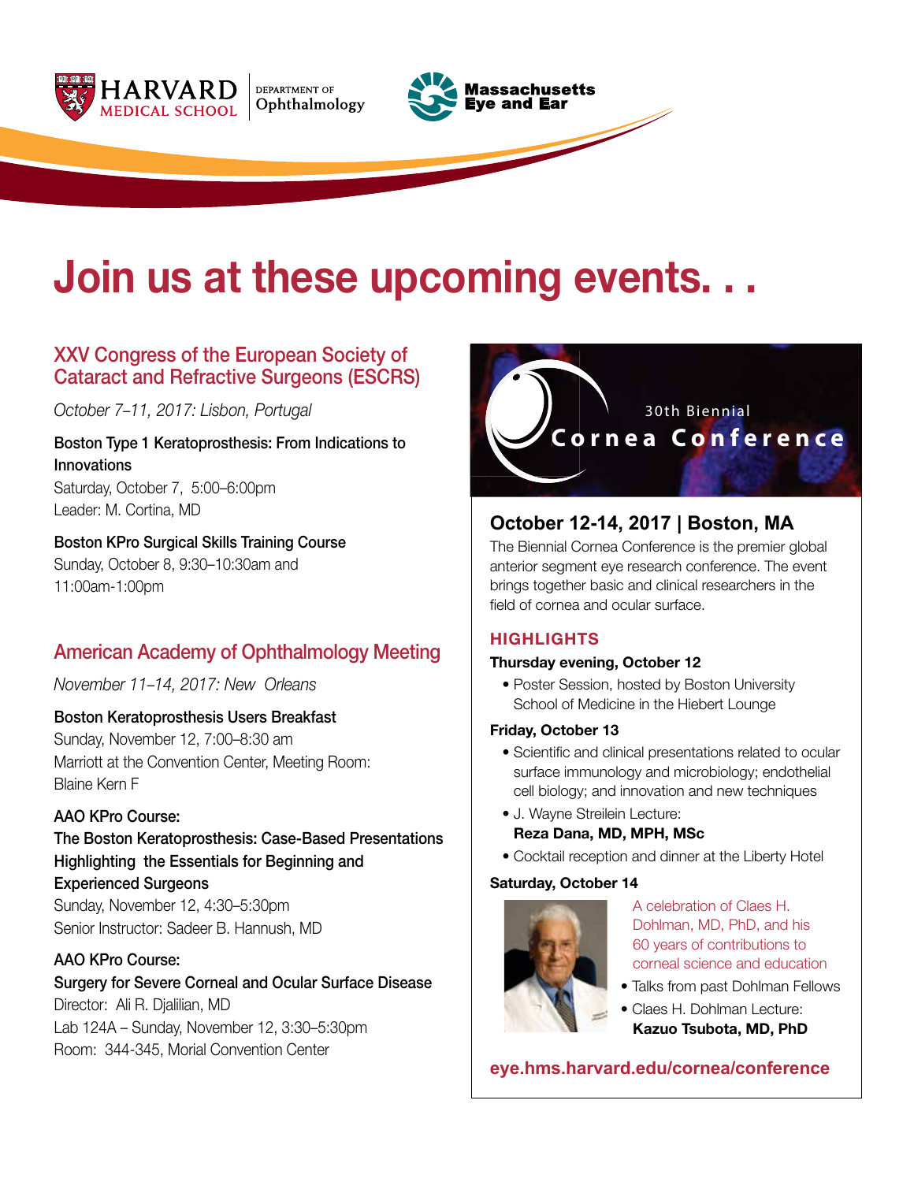HARVARD MEDICAL SCHOOL | DEPARTMENT OF Ophthalmology

Massachusetts Eye and Ear

# Join us at these upcoming events. . .

## XXV Congress of the European Society of Cataract and Refractive Surgeons (ESCRS)

*October 7–11, 2017: Lisbon, Portugal*

Boston Type 1 Keratoprosthesis: From Indications to Innovations
Saturday, October 7, 5:00–6:00pm
Leader: M. Cortina, MD

Boston KPro Surgical Skills Training Course
Sunday, October 8, 9:30–10:30am and 11:00am-1:00pm

## American Academy of Ophthalmology Meeting

*November 11–14, 2017: New Orleans*

Boston Keratoprosthesis Users Breakfast
Sunday, November 12, 7:00–8:30 am
Marriott at the Convention Center, Meeting Room: Blaine Kern F

AAO KPro Course:
The Boston Keratoprosthesis: Case-Based Presentations Highlighting the Essentials for Beginning and Experienced Surgeons
Sunday, November 12, 4:30–5:30pm
Senior Instructor: Sadeer B. Hannush, MD

AAO KPro Course:
Surgery for Severe Corneal and Ocular Surface Disease
Director: Ali R. Djalilian, MD
Lab 124A – Sunday, November 12, 3:30–5:30pm
Room: 344-345, Morial Convention Center

## 30th Biennial Cornea Conference

### October 12-14, 2017 | Boston, MA

The Biennial Cornea Conference is the premier global anterior segment eye research conference. The event brings together basic and clinical researchers in the field of cornea and ocular surface.

### HIGHLIGHTS

**Thursday evening, October 12**

- Poster Session, hosted by Boston University School of Medicine in the Hiebert Lounge

**Friday, October 13**

- Scientific and clinical presentations related to ocular surface immunology and microbiology; endothelial cell biology; and innovation and new techniques
- J. Wayne Streilein Lecture: **Reza Dana, MD, MPH, MSc**
- Cocktail reception and dinner at the Liberty Hotel

**Saturday, October 14**

A celebration of Claes H. Dohlman, MD, PhD, and his 60 years of contributions to corneal science and education

- Talks from past Dohlman Fellows
- Claes H. Dohlman Lecture: **Kazuo Tsubota, MD, PhD**

**eye.hms.harvard.edu/cornea/conference**